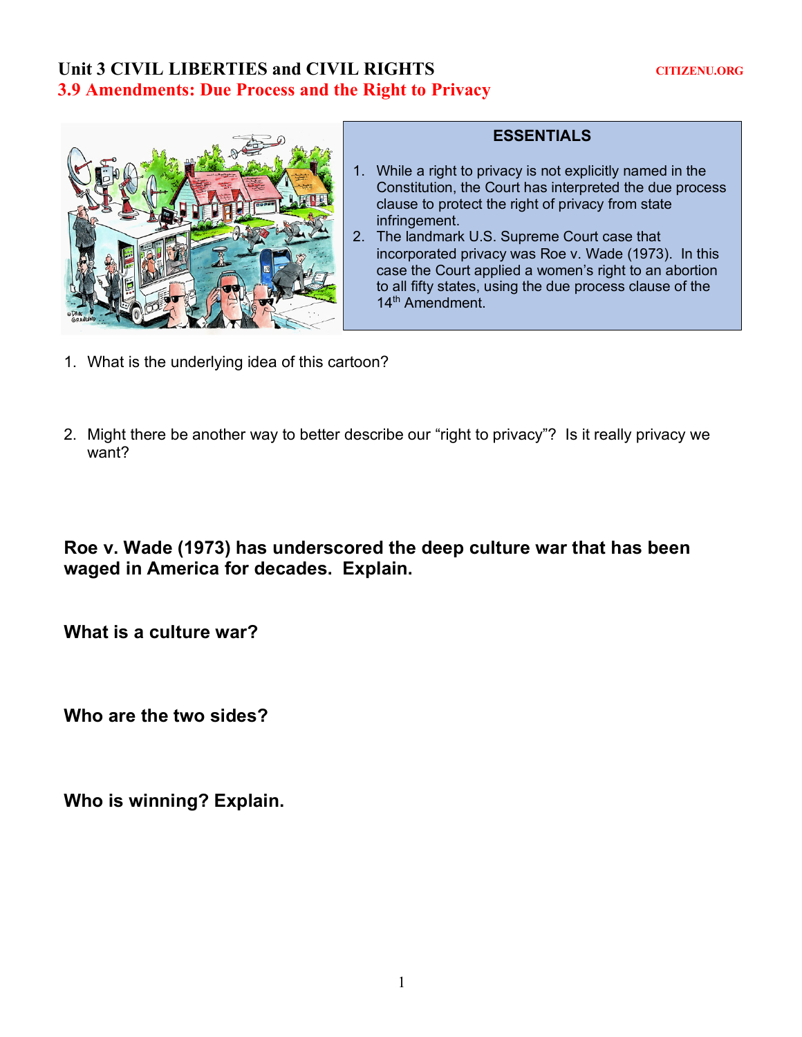# Unit 3 CIVIL LIBERTIES and CIVIL RIGHTS

CITIZENU.ORG

## 3.9 Amendments: Due Process and the Right to Privacy

**ESSENTIALS**

1. While a right to privacy is not explicitly named in the Constitution, the Court has interpreted the due process clause to protect the right of privacy from state infringement.
2. The landmark U.S. Supreme Court case that incorporated privacy was Roe v. Wade (1973). In this case the Court applied a women's right to an abortion to all fifty states, using the due process clause of the 14th Amendment.

1. What is the underlying idea of this cartoon?

2. Might there be another way to better describe our "right to privacy"? Is it really privacy we want?

**Roe v. Wade (1973) has underscored the deep culture war that has been waged in America for decades. Explain.**

**What is a culture war?**

**Who are the two sides?**

**Who is winning? Explain.**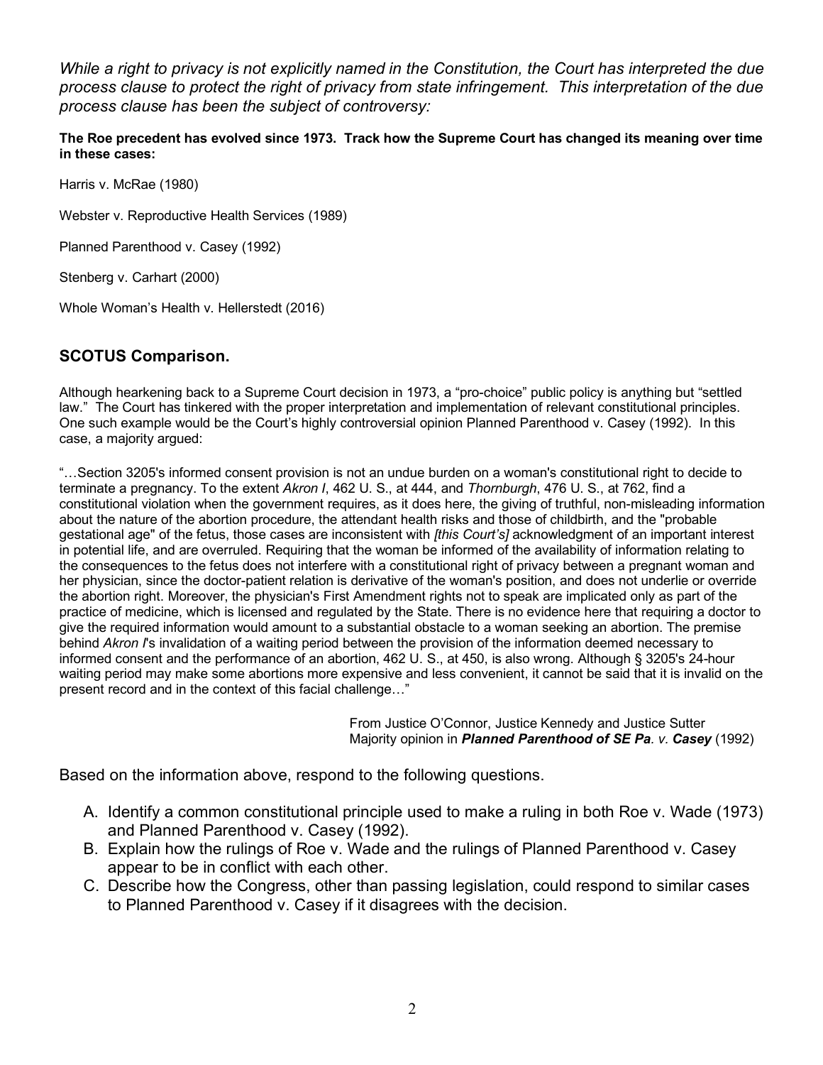*While a right to privacy is not explicitly named in the Constitution, the Court has interpreted the due process clause to protect the right of privacy from state infringement. This interpretation of the due process clause has been the subject of controversy:*

**The Roe precedent has evolved since 1973. Track how the Supreme Court has changed its meaning over time in these cases:**

Harris v. McRae (1980)

Webster v. Reproductive Health Services (1989)

Planned Parenthood v. Casey (1992)

Stenberg v. Carhart (2000)

Whole Woman's Health v. Hellerstedt (2016)

## SCOTUS Comparison.

Although hearkening back to a Supreme Court decision in 1973, a "pro-choice" public policy is anything but "settled law." The Court has tinkered with the proper interpretation and implementation of relevant constitutional principles. One such example would be the Court's highly controversial opinion Planned Parenthood v. Casey (1992). In this case, a majority argued:

"…Section 3205's informed consent provision is not an undue burden on a woman's constitutional right to decide to terminate a pregnancy. To the extent *Akron I*, 462 U. S., at 444, and *Thornburgh*, 476 U. S., at 762, find a constitutional violation when the government requires, as it does here, the giving of truthful, non-misleading information about the nature of the abortion procedure, the attendant health risks and those of childbirth, and the "probable gestational age" of the fetus, those cases are inconsistent with *[this Court's]* acknowledgment of an important interest in potential life, and are overruled. Requiring that the woman be informed of the availability of information relating to the consequences to the fetus does not interfere with a constitutional right of privacy between a pregnant woman and her physician, since the doctor-patient relation is derivative of the woman's position, and does not underlie or override the abortion right. Moreover, the physician's First Amendment rights not to speak are implicated only as part of the practice of medicine, which is licensed and regulated by the State. There is no evidence here that requiring a doctor to give the required information would amount to a substantial obstacle to a woman seeking an abortion. The premise behind *Akron I*'s invalidation of a waiting period between the provision of the information deemed necessary to informed consent and the performance of an abortion, 462 U. S., at 450, is also wrong. Although § 3205's 24-hour waiting period may make some abortions more expensive and less convenient, it cannot be said that it is invalid on the present record and in the context of this facial challenge…"

From Justice O'Connor, Justice Kennedy and Justice Sutter
Majority opinion in ***Planned Parenthood of SE Pa. v. Casey*** (1992)

Based on the information above, respond to the following questions.

A. Identify a common constitutional principle used to make a ruling in both Roe v. Wade (1973) and Planned Parenthood v. Casey (1992).
B. Explain how the rulings of Roe v. Wade and the rulings of Planned Parenthood v. Casey appear to be in conflict with each other.
C. Describe how the Congress, other than passing legislation, could respond to similar cases to Planned Parenthood v. Casey if it disagrees with the decision.